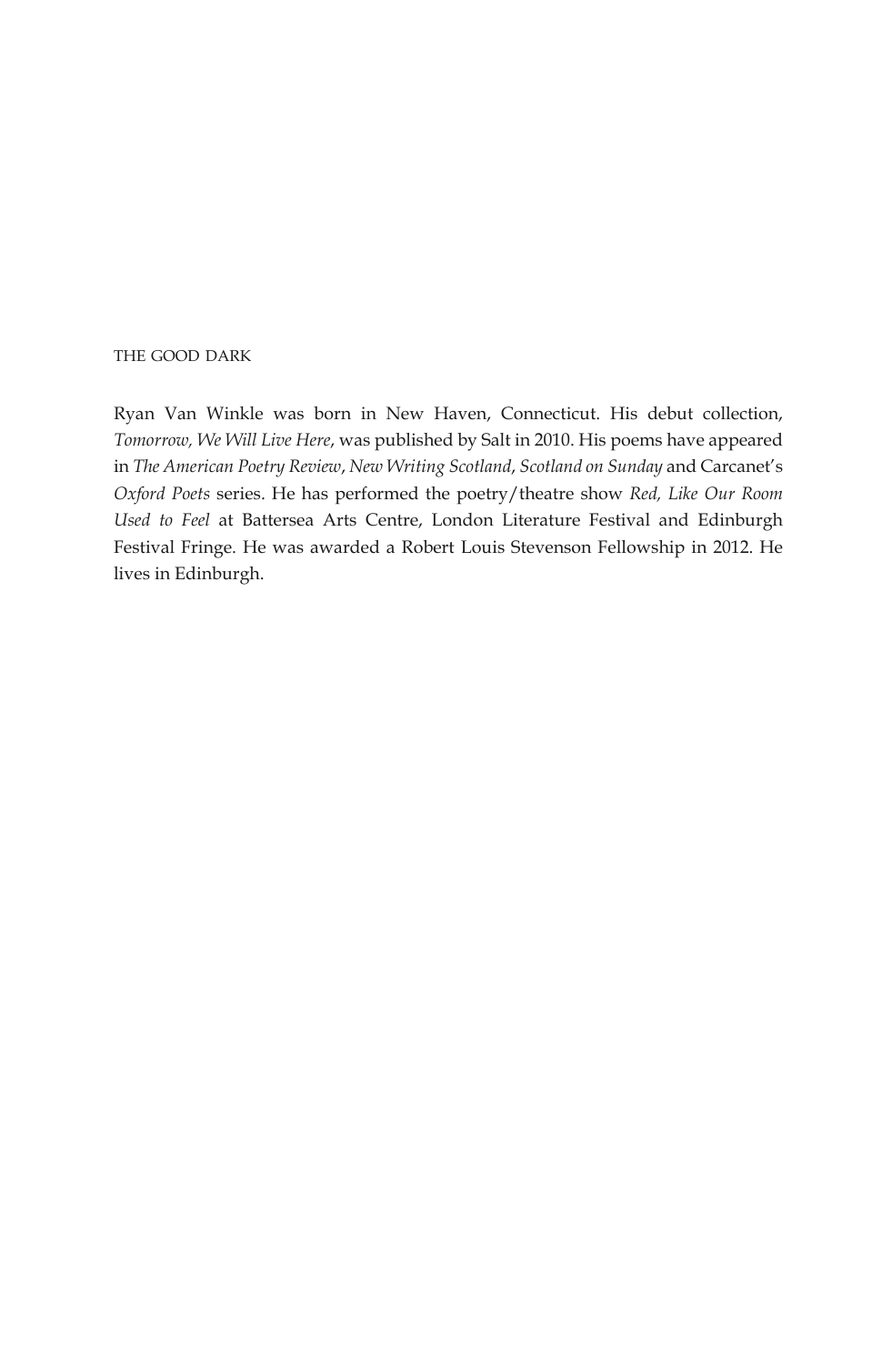THE GOOD DARK

Ryan Van Winkle was born in New Haven, Connecticut. His debut collection, *Tomorrow, We Will Live Here*, was published by Salt in 2010. His poems have appeared in *The American Poetry Review*, *New Writing Scotland*, *Scotland on Sunday* and Carcanet's *Oxford Poets* series. He has performed the poetry/theatre show *Red, Like Our Room Used to Feel* at Battersea Arts Centre, London Literature Festival and Edinburgh Festival Fringe. He was awarded a Robert Louis Stevenson Fellowship in 2012. He lives in Edinburgh.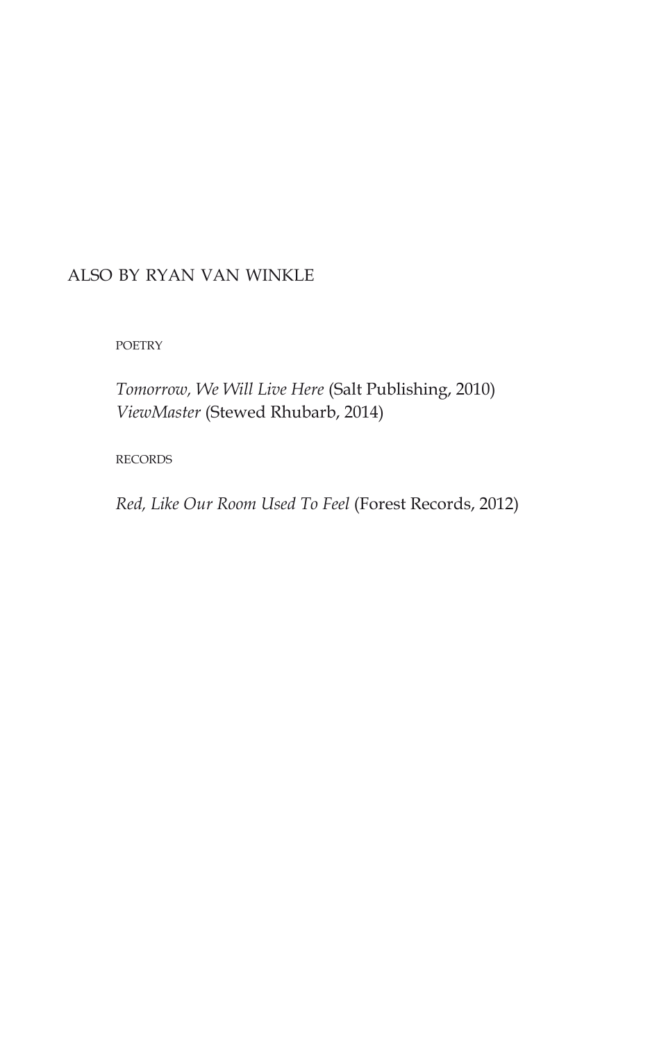ALSO BY RYAN VAN WINKLE

POETRY

*Tomorrow, We Will Live Here* (Salt Publishing, 2010)
*ViewMaster* (Stewed Rhubarb, 2014)

RECORDS

*Red, Like Our Room Used To Feel* (Forest Records, 2012)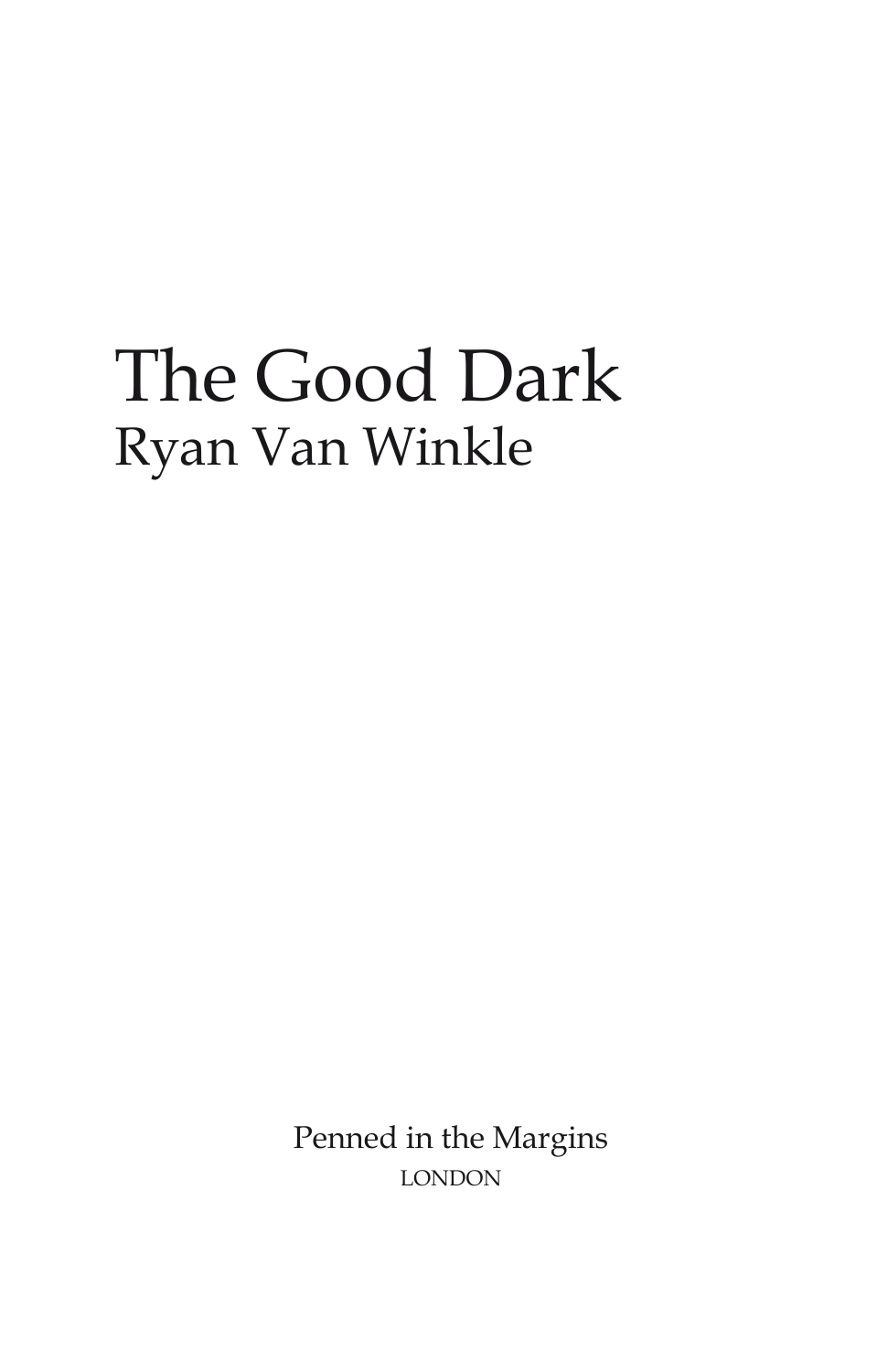# The Good Dark

## Ryan Van Winkle

Penned in the Margins

LONDON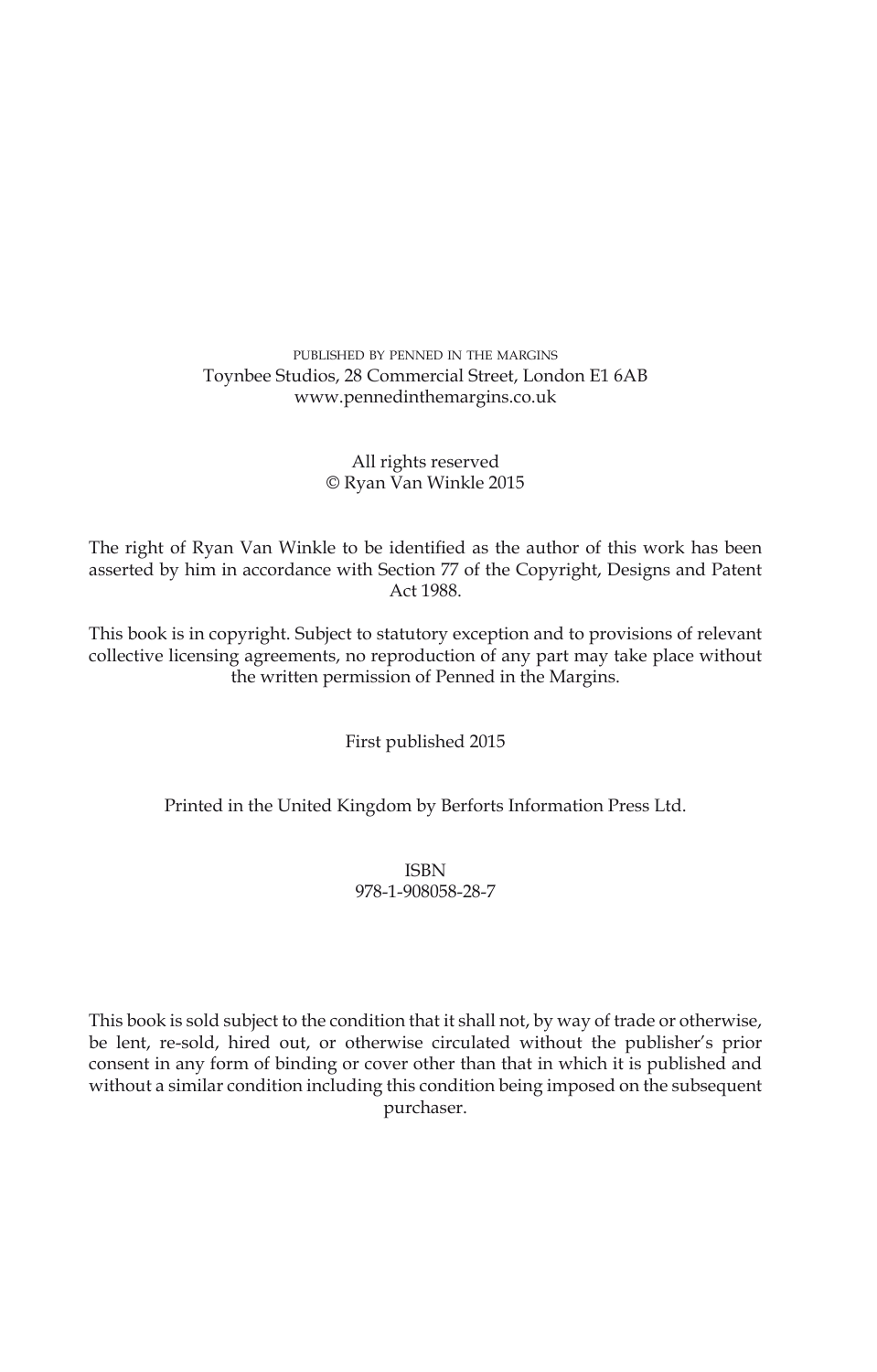PUBLISHED BY PENNED IN THE MARGINS
Toynbee Studios, 28 Commercial Street, London E1 6AB
www.pennedinthemargins.co.uk

All rights reserved
© Ryan Van Winkle 2015

The right of Ryan Van Winkle to be identified as the author of this work has been asserted by him in accordance with Section 77 of the Copyright, Designs and Patent Act 1988.

This book is in copyright. Subject to statutory exception and to provisions of relevant collective licensing agreements, no reproduction of any part may take place without the written permission of Penned in the Margins.

First published 2015

Printed in the United Kingdom by Berforts Information Press Ltd.

ISBN
978-1-908058-28-7

This book is sold subject to the condition that it shall not, by way of trade or otherwise, be lent, re-sold, hired out, or otherwise circulated without the publisher's prior consent in any form of binding or cover other than that in which it is published and without a similar condition including this condition being imposed on the subsequent purchaser.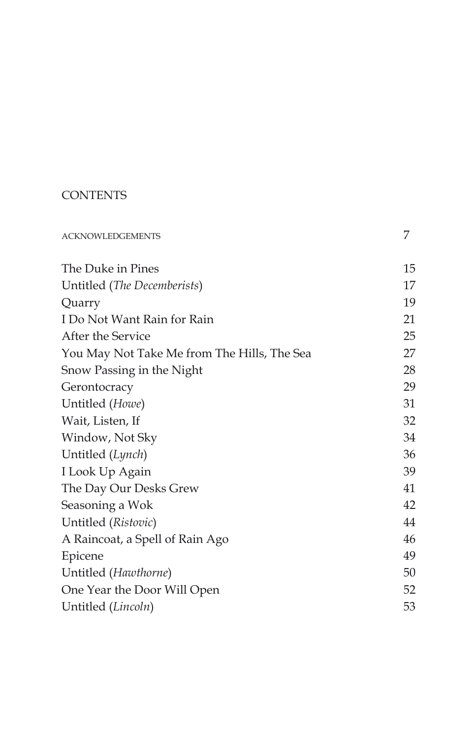# CONTENTS

| | |
|---|---|
| ACKNOWLEDGEMENTS | 7 |
| The Duke in Pines | 15 |
| Untitled (*The Decemberists*) | 17 |
| Quarry | 19 |
| I Do Not Want Rain for Rain | 21 |
| After the Service | 25 |
| You May Not Take Me from The Hills, The Sea | 27 |
| Snow Passing in the Night | 28 |
| Gerontocracy | 29 |
| Untitled (*Howe*) | 31 |
| Wait, Listen, If | 32 |
| Window, Not Sky | 34 |
| Untitled (*Lynch*) | 36 |
| I Look Up Again | 39 |
| The Day Our Desks Grew | 41 |
| Seasoning a Wok | 42 |
| Untitled (*Ristovic*) | 44 |
| A Raincoat, a Spell of Rain Ago | 46 |
| Epicene | 49 |
| Untitled (*Hawthorne*) | 50 |
| One Year the Door Will Open | 52 |
| Untitled (*Lincoln*) | 53 |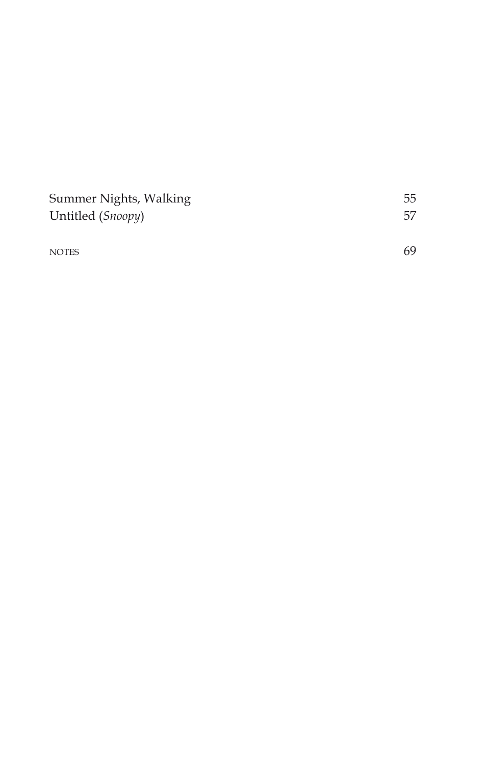| | |
|---|---|
| Summer Nights, Walking | 55 |
| Untitled (*Snoopy*) | 57 |
| | |
| NOTES | 69 |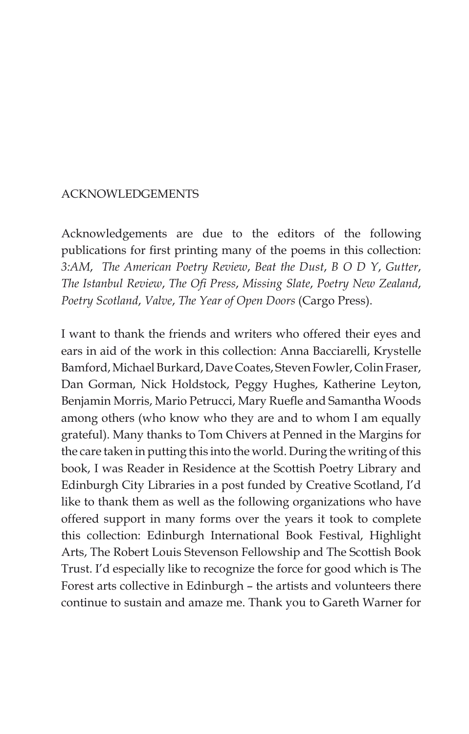# ACKNOWLEDGEMENTS

Acknowledgements are due to the editors of the following publications for first printing many of the poems in this collection: *3:AM*, *The American Poetry Review*, *Beat the Dust*, *B O D Y*, *Gutter*, *The Istanbul Review*, *The Ofi Press*, *Missing Slate*, *Poetry New Zealand*, *Poetry Scotland*, *Valve*, *The Year of Open Doors* (Cargo Press).

I want to thank the friends and writers who offered their eyes and ears in aid of the work in this collection: Anna Bacciarelli, Krystelle Bamford, Michael Burkard, Dave Coates, Steven Fowler, Colin Fraser, Dan Gorman, Nick Holdstock, Peggy Hughes, Katherine Leyton, Benjamin Morris, Mario Petrucci, Mary Ruefle and Samantha Woods among others (who know who they are and to whom I am equally grateful). Many thanks to Tom Chivers at Penned in the Margins for the care taken in putting this into the world. During the writing of this book, I was Reader in Residence at the Scottish Poetry Library and Edinburgh City Libraries in a post funded by Creative Scotland, I'd like to thank them as well as the following organizations who have offered support in many forms over the years it took to complete this collection: Edinburgh International Book Festival, Highlight Arts, The Robert Louis Stevenson Fellowship and The Scottish Book Trust. I'd especially like to recognize the force for good which is The Forest arts collective in Edinburgh – the artists and volunteers there continue to sustain and amaze me. Thank you to Gareth Warner for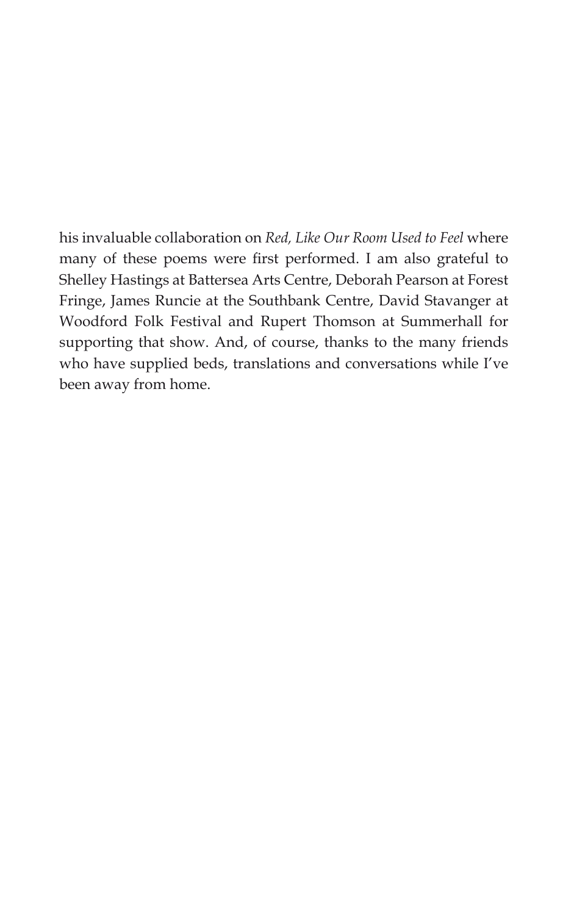his invaluable collaboration on *Red, Like Our Room Used to Feel* where many of these poems were first performed. I am also grateful to Shelley Hastings at Battersea Arts Centre, Deborah Pearson at Forest Fringe, James Runcie at the Southbank Centre, David Stavanger at Woodford Folk Festival and Rupert Thomson at Summerhall for supporting that show. And, of course, thanks to the many friends who have supplied beds, translations and conversations while I've been away from home.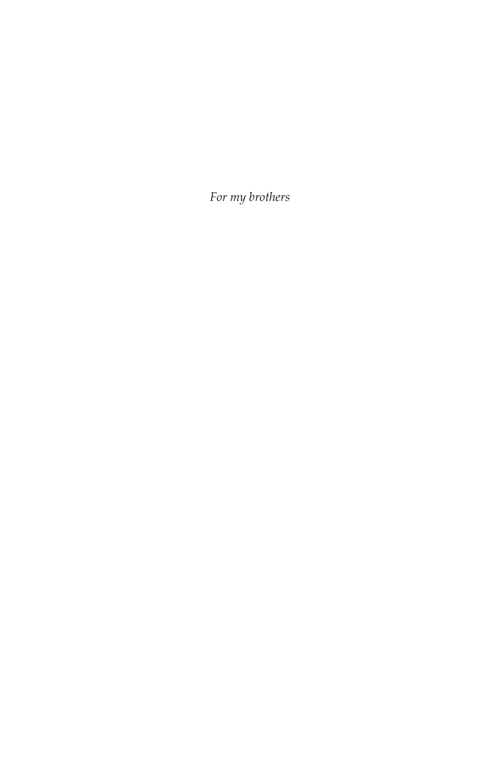*For my brothers*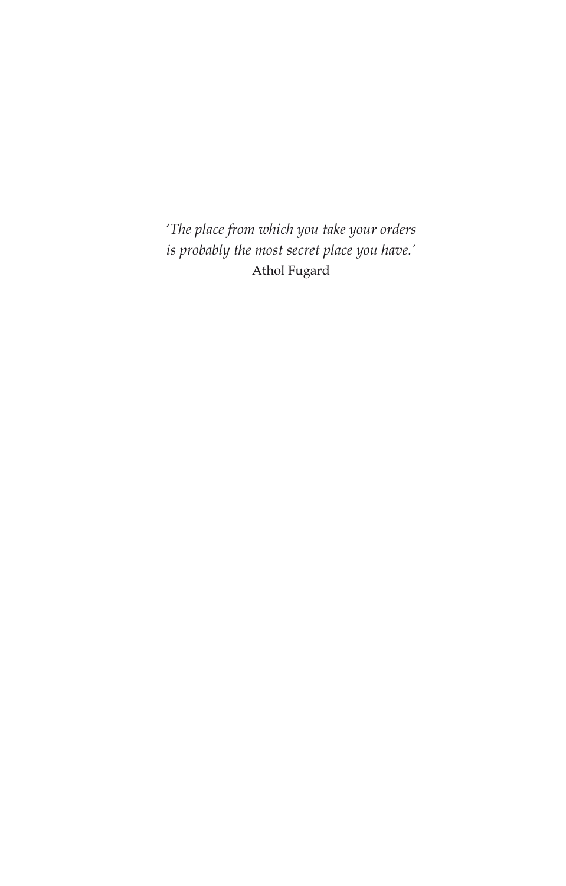*'The place from which you take your orders*
*is probably the most secret place you have.'*
Athol Fugard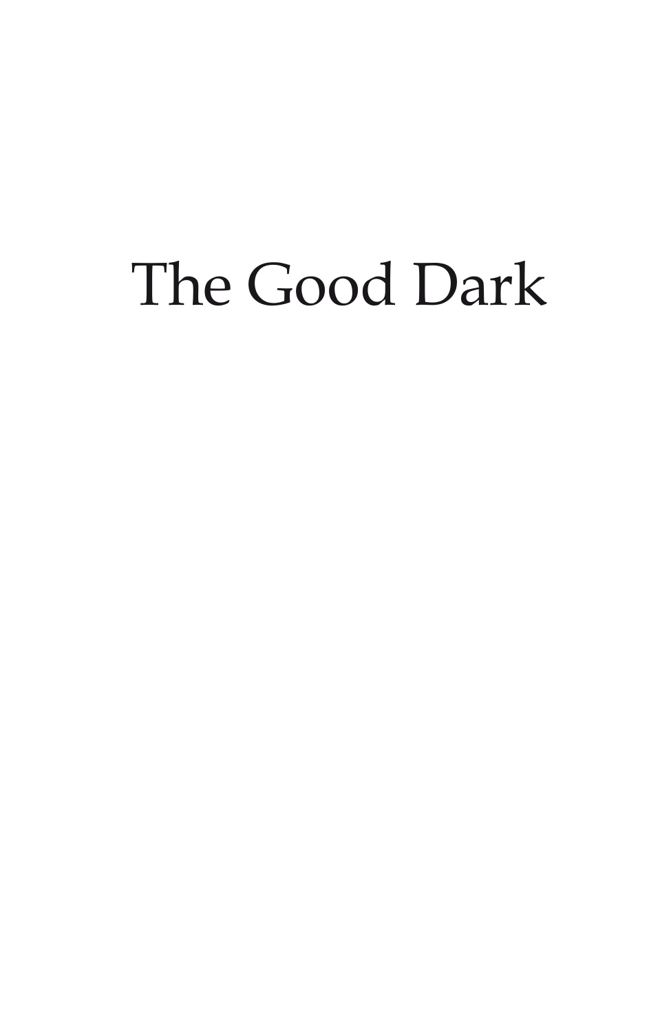# The Good Dark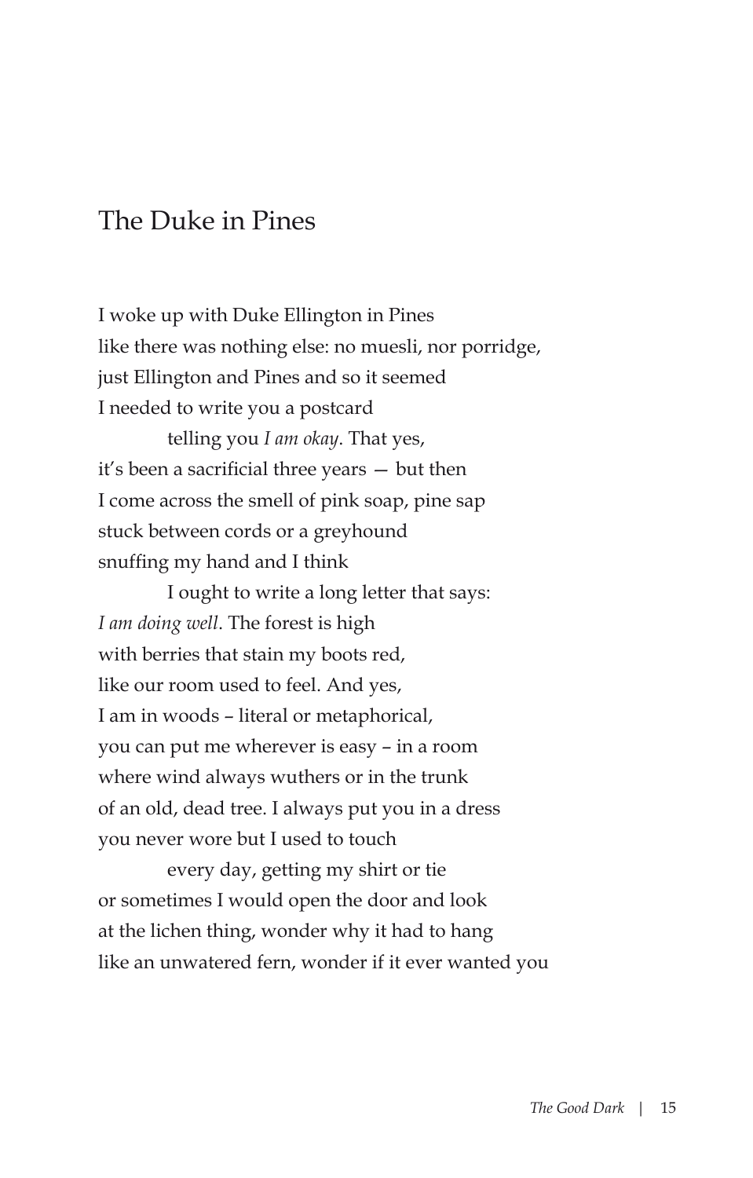# The Duke in Pines

I woke up with Duke Ellington in Pines
like there was nothing else: no muesli, nor porridge,
just Ellington and Pines and so it seemed
I needed to write you a postcard
          telling you *I am okay*. That yes,
it's been a sacrificial three years — but then
I come across the smell of pink soap, pine sap
stuck between cords or a greyhound
snuffing my hand and I think
          I ought to write a long letter that says:
*I am doing well*. The forest is high
with berries that stain my boots red,
like our room used to feel. And yes,
I am in woods – literal or metaphorical,
you can put me wherever is easy – in a room
where wind always wuthers or in the trunk
of an old, dead tree. I always put you in a dress
you never wore but I used to touch
          every day, getting my shirt or tie
or sometimes I would open the door and look
at the lichen thing, wonder why it had to hang
like an unwatered fern, wonder if it ever wanted you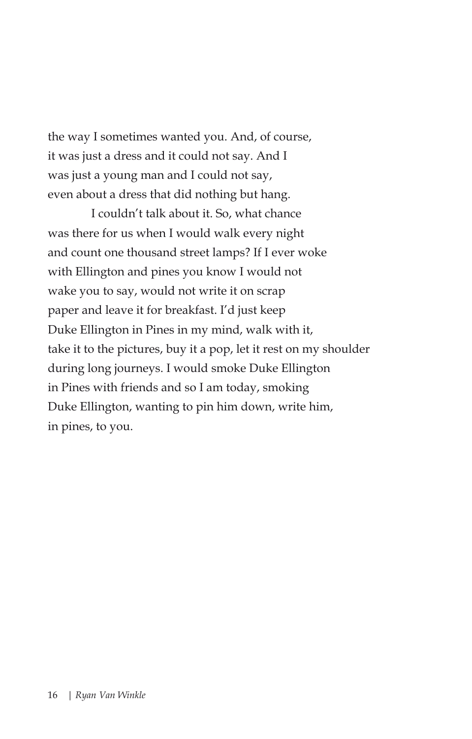the way I sometimes wanted you. And, of course,
it was just a dress and it could not say. And I
was just a young man and I could not say,
even about a dress that did nothing but hang.

        I couldn't talk about it. So, what chance
was there for us when I would walk every night
and count one thousand street lamps? If I ever woke
with Ellington and pines you know I would not
wake you to say, would not write it on scrap
paper and leave it for breakfast. I'd just keep
Duke Ellington in Pines in my mind, walk with it,
take it to the pictures, buy it a pop, let it rest on my shoulder
during long journeys. I would smoke Duke Ellington
in Pines with friends and so I am today, smoking
Duke Ellington, wanting to pin him down, write him,
in pines, to you.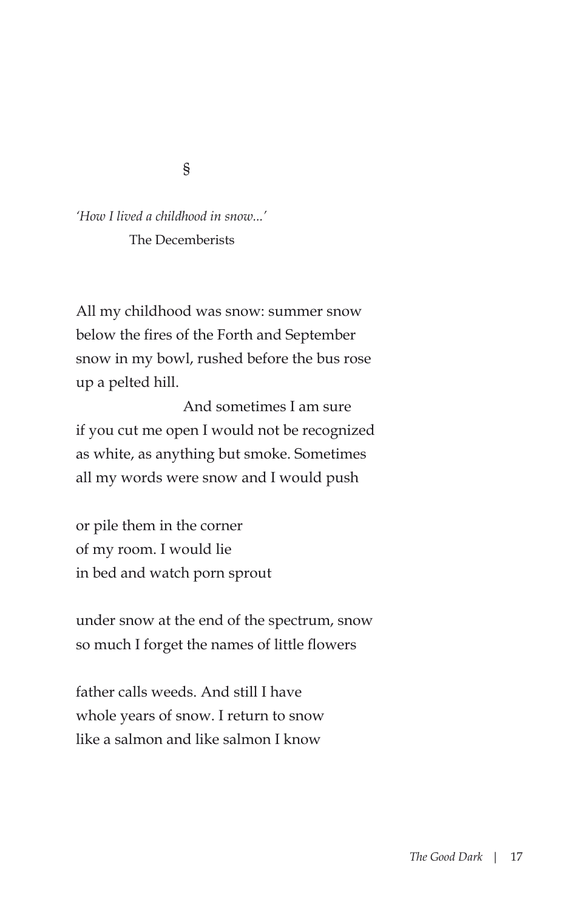§

*'How I lived a childhood in snow...'*
The Decemberists

All my childhood was snow: summer snow
below the fires of the Forth and September
snow in my bowl, rushed before the bus rose
up a pelted hill.

And sometimes I am sure
if you cut me open I would not be recognized
as white, as anything but smoke. Sometimes
all my words were snow and I would push

or pile them in the corner
of my room. I would lie
in bed and watch porn sprout

under snow at the end of the spectrum, snow
so much I forget the names of little flowers

father calls weeds. And still I have
whole years of snow. I return to snow
like a salmon and like salmon I know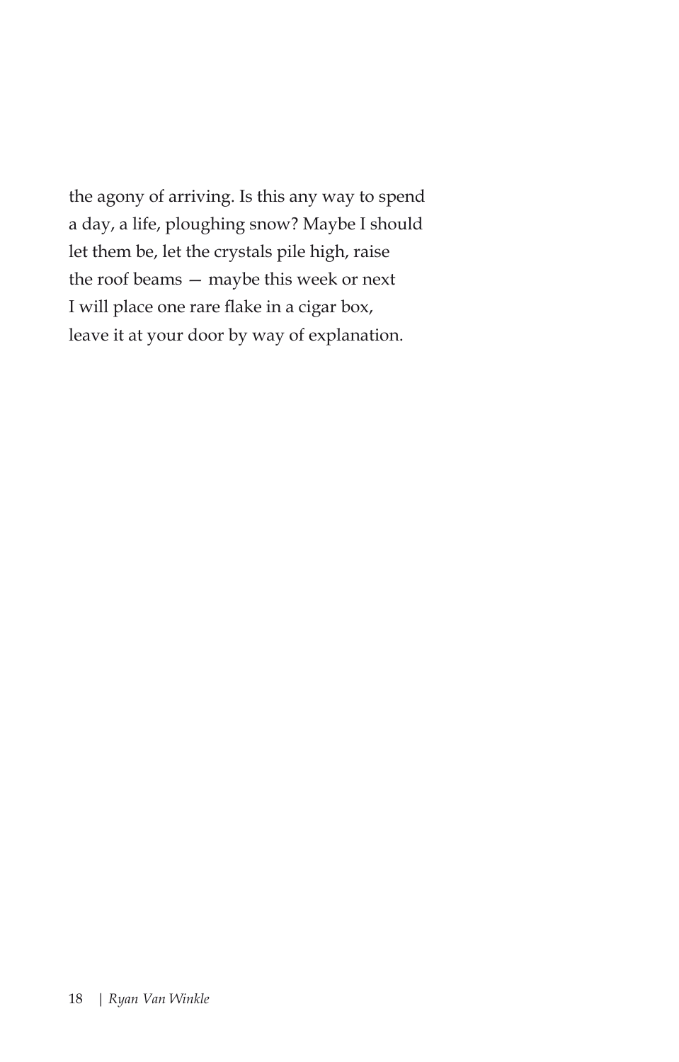the agony of arriving. Is this any way to spend
a day, a life, ploughing snow? Maybe I should
let them be, let the crystals pile high, raise
the roof beams — maybe this week or next
I will place one rare flake in a cigar box,
leave it at your door by way of explanation.